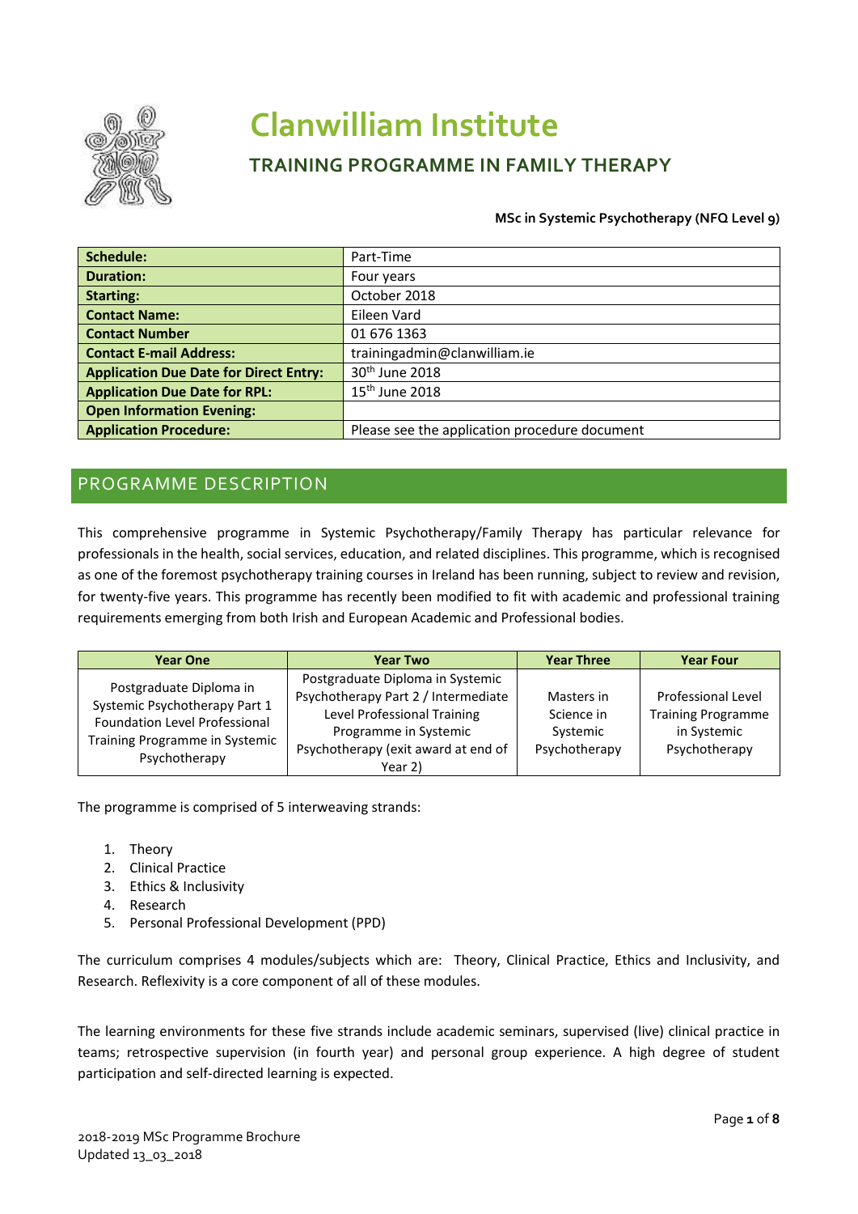# Clanwilliam Institute

## TRAINING PROGRAMME IN FAMILY THERAPY

**MSc in Systemic Psychotherapy (NFQ Level 9)**

| | |
|---|---|
| **Schedule:** | Part-Time |
| **Duration:** | Four years |
| **Starting:** | October 2018 |
| **Contact Name:** | Eileen Vard |
| **Contact Number** | 01 676 1363 |
| **Contact E-mail Address:** | trainingadmin@clanwilliam.ie |
| **Application Due Date for Direct Entry:** | 30th June 2018 |
| **Application Due Date for RPL:** | 15th June 2018 |
| **Open Information Evening:** | |
| **Application Procedure:** | Please see the application procedure document |

## PROGRAMME DESCRIPTION

This comprehensive programme in Systemic Psychotherapy/Family Therapy has particular relevance for professionals in the health, social services, education, and related disciplines. This programme, which is recognised as one of the foremost psychotherapy training courses in Ireland has been running, subject to review and revision, for twenty-five years. This programme has recently been modified to fit with academic and professional training requirements emerging from both Irish and European Academic and Professional bodies.

| Year One | Year Two | Year Three | Year Four |
|---|---|---|---|
| Postgraduate Diploma in Systemic Psychotherapy Part 1 Foundation Level Professional Training Programme in Systemic Psychotherapy | Postgraduate Diploma in Systemic Psychotherapy Part 2 / Intermediate Level Professional Training Programme in Systemic Psychotherapy (exit award at end of Year 2) | Masters in Science in Systemic Psychotherapy | Professional Level Training Programme in Systemic Psychotherapy |

The programme is comprised of 5 interweaving strands:

1. Theory
2. Clinical Practice
3. Ethics & Inclusivity
4. Research
5. Personal Professional Development (PPD)

The curriculum comprises 4 modules/subjects which are: Theory, Clinical Practice, Ethics and Inclusivity, and Research. Reflexivity is a core component of all of these modules.

The learning environments for these five strands include academic seminars, supervised (live) clinical practice in teams; retrospective supervision (in fourth year) and personal group experience. A high degree of student participation and self-directed learning is expected.

2018-2019 MSc Programme Brochure
Updated 13_03_2018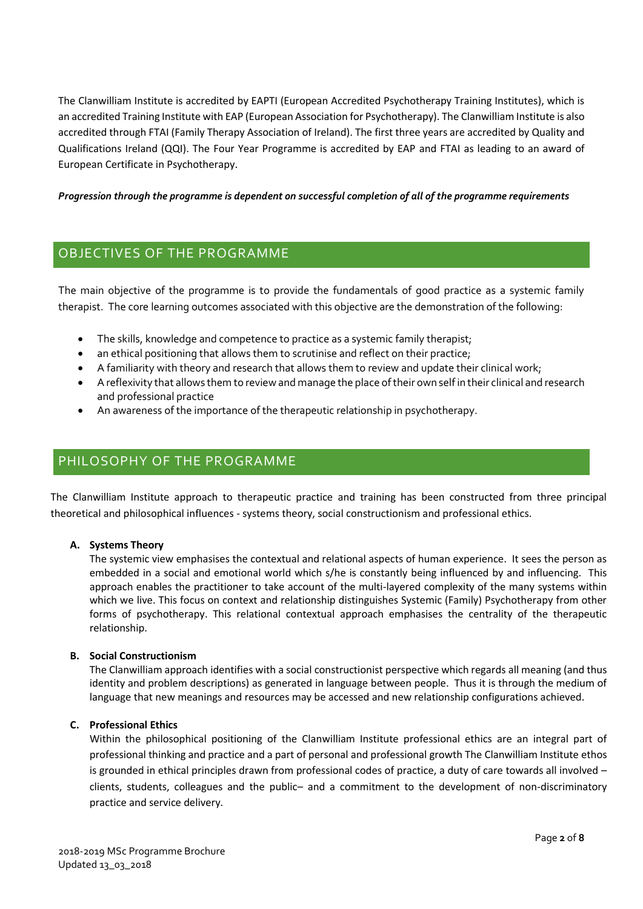The Clanwilliam Institute is accredited by EAPTI (European Accredited Psychotherapy Training Institutes), which is an accredited Training Institute with EAP (European Association for Psychotherapy). The Clanwilliam Institute is also accredited through FTAI (Family Therapy Association of Ireland). The first three years are accredited by Quality and Qualifications Ireland (QQI). The Four Year Programme is accredited by EAP and FTAI as leading to an award of European Certificate in Psychotherapy.

***Progression through the programme is dependent on successful completion of all of the programme requirements***

## OBJECTIVES OF THE PROGRAMME

The main objective of the programme is to provide the fundamentals of good practice as a systemic family therapist. The core learning outcomes associated with this objective are the demonstration of the following:

- The skills, knowledge and competence to practice as a systemic family therapist;
- an ethical positioning that allows them to scrutinise and reflect on their practice;
- A familiarity with theory and research that allows them to review and update their clinical work;
- A reflexivity that allows them to review and manage the place of their own self in their clinical and research and professional practice
- An awareness of the importance of the therapeutic relationship in psychotherapy.

## PHILOSOPHY OF THE PROGRAMME

The Clanwilliam Institute approach to therapeutic practice and training has been constructed from three principal theoretical and philosophical influences - systems theory, social constructionism and professional ethics.

**A. Systems Theory**

The systemic view emphasises the contextual and relational aspects of human experience. It sees the person as embedded in a social and emotional world which s/he is constantly being influenced by and influencing. This approach enables the practitioner to take account of the multi-layered complexity of the many systems within which we live. This focus on context and relationship distinguishes Systemic (Family) Psychotherapy from other forms of psychotherapy. This relational contextual approach emphasises the centrality of the therapeutic relationship.

**B. Social Constructionism**

The Clanwilliam approach identifies with a social constructionist perspective which regards all meaning (and thus identity and problem descriptions) as generated in language between people. Thus it is through the medium of language that new meanings and resources may be accessed and new relationship configurations achieved.

**C. Professional Ethics**

Within the philosophical positioning of the Clanwilliam Institute professional ethics are an integral part of professional thinking and practice and a part of personal and professional growth The Clanwilliam Institute ethos is grounded in ethical principles drawn from professional codes of practice, a duty of care towards all involved – clients, students, colleagues and the public– and a commitment to the development of non-discriminatory practice and service delivery.

2018-2019 MSc Programme Brochure
Updated 13_03_2018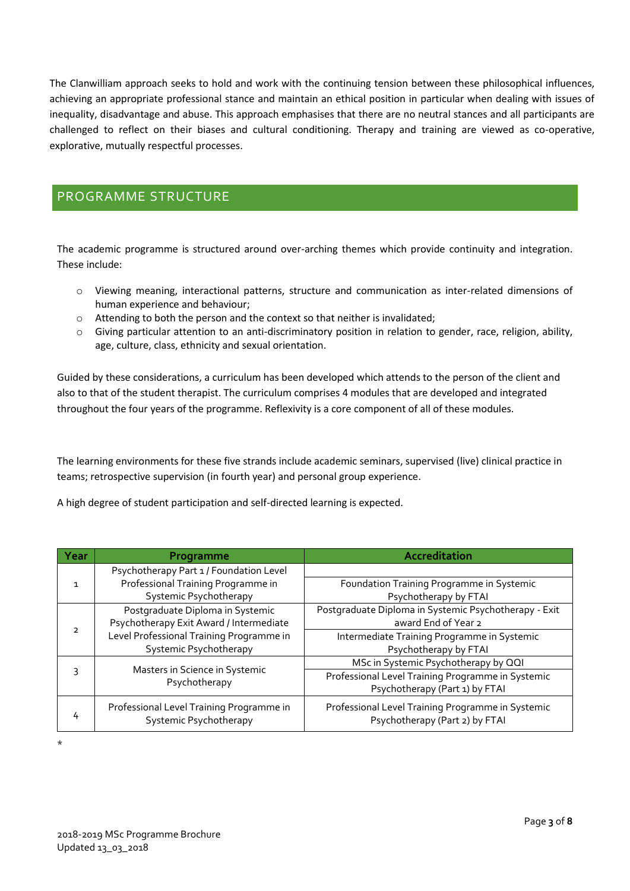The Clanwilliam approach seeks to hold and work with the continuing tension between these philosophical influences, achieving an appropriate professional stance and maintain an ethical position in particular when dealing with issues of inequality, disadvantage and abuse. This approach emphasises that there are no neutral stances and all participants are challenged to reflect on their biases and cultural conditioning. Therapy and training are viewed as co-operative, explorative, mutually respectful processes.

## PROGRAMME STRUCTURE

The academic programme is structured around over-arching themes which provide continuity and integration. These include:

- Viewing meaning, interactional patterns, structure and communication as inter-related dimensions of human experience and behaviour;
- Attending to both the person and the context so that neither is invalidated;
- Giving particular attention to an anti-discriminatory position in relation to gender, race, religion, ability, age, culture, class, ethnicity and sexual orientation.

Guided by these considerations, a curriculum has been developed which attends to the person of the client and also to that of the student therapist. The curriculum comprises 4 modules that are developed and integrated throughout the four years of the programme. Reflexivity is a core component of all of these modules.

The learning environments for these five strands include academic seminars, supervised (live) clinical practice in teams; retrospective supervision (in fourth year) and personal group experience.

A high degree of student participation and self-directed learning is expected.

| Year | Programme | Accreditation |
|---|---|---|
| 1 | Psychotherapy Part 1 / Foundation Level Professional Training Programme in Systemic Psychotherapy | |
| | | Foundation Training Programme in Systemic Psychotherapy by FTAI |
| 2 | Postgraduate Diploma in Systemic Psychotherapy Exit Award / Intermediate Level Professional Training Programme in Systemic Psychotherapy | Postgraduate Diploma in Systemic Psychotherapy - Exit award End of Year 2 |
| | | Intermediate Training Programme in Systemic Psychotherapy by FTAI |
| 3 | Masters in Science in Systemic Psychotherapy | MSc in Systemic Psychotherapy by QQI |
| | | Professional Level Training Programme in Systemic Psychotherapy (Part 1) by FTAI |
| 4 | Professional Level Training Programme in Systemic Psychotherapy | Professional Level Training Programme in Systemic Psychotherapy (Part 2) by FTAI |

*

2018-2019 MSc Programme Brochure
Updated 13_03_2018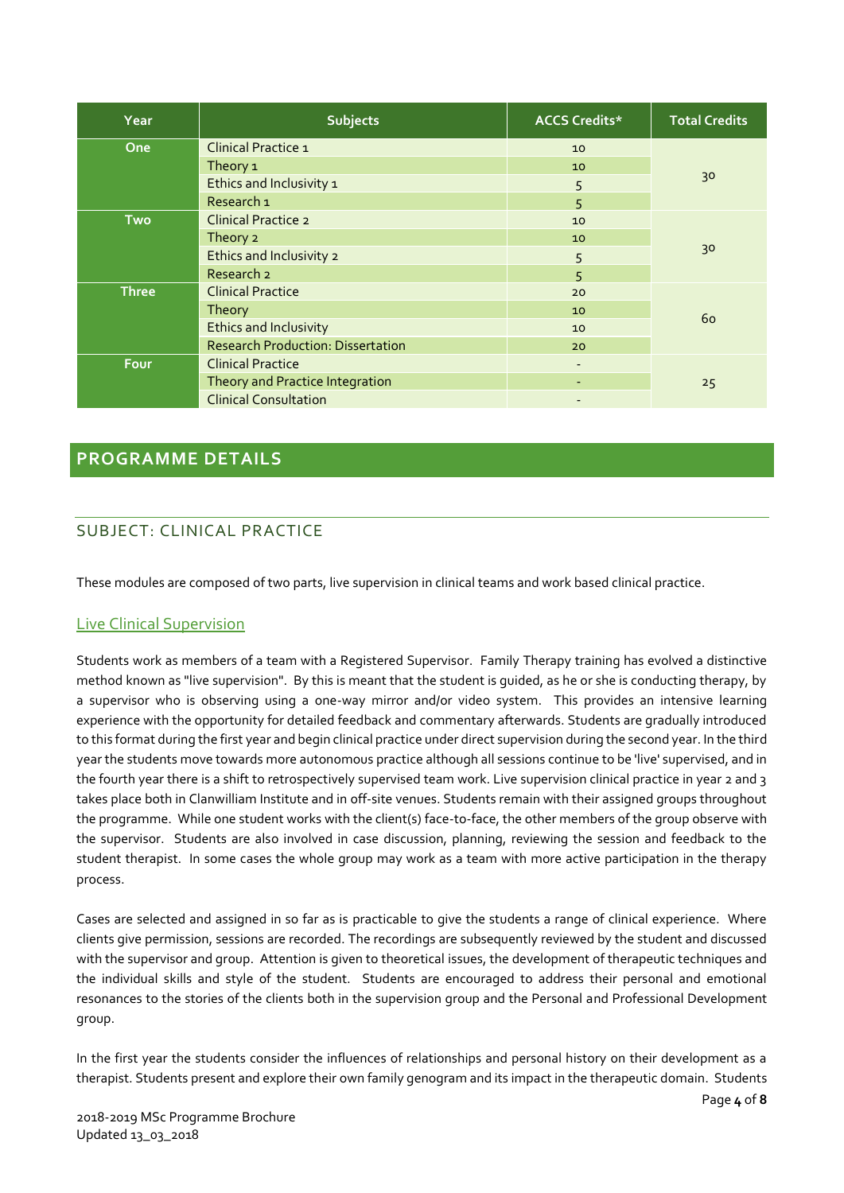| Year | Subjects | ACCS Credits* | Total Credits |
|---|---|---|---|
| One | Clinical Practice 1 | 10 | 30 |
| | Theory 1 | 10 | |
| | Ethics and Inclusivity 1 | 5 | |
| | Research 1 | 5 | |
| Two | Clinical Practice 2 | 10 | 30 |
| | Theory 2 | 10 | |
| | Ethics and Inclusivity 2 | 5 | |
| | Research 2 | 5 | |
| Three | Clinical Practice | 20 | 60 |
| | Theory | 10 | |
| | Ethics and Inclusivity | 10 | |
| | Research Production: Dissertation | 20 | |
| Four | Clinical Practice | - | 25 |
| | Theory and Practice Integration | - | |
| | Clinical Consultation | - | |

## PROGRAMME DETAILS

### SUBJECT: CLINICAL PRACTICE

These modules are composed of two parts, live supervision in clinical teams and work based clinical practice.

#### Live Clinical Supervision

Students work as members of a team with a Registered Supervisor. Family Therapy training has evolved a distinctive method known as "live supervision". By this is meant that the student is guided, as he or she is conducting therapy, by a supervisor who is observing using a one-way mirror and/or video system. This provides an intensive learning experience with the opportunity for detailed feedback and commentary afterwards. Students are gradually introduced to this format during the first year and begin clinical practice under direct supervision during the second year. In the third year the students move towards more autonomous practice although all sessions continue to be 'live' supervised, and in the fourth year there is a shift to retrospectively supervised team work. Live supervision clinical practice in year 2 and 3 takes place both in Clanwilliam Institute and in off-site venues. Students remain with their assigned groups throughout the programme. While one student works with the client(s) face-to-face, the other members of the group observe with the supervisor. Students are also involved in case discussion, planning, reviewing the session and feedback to the student therapist. In some cases the whole group may work as a team with more active participation in the therapy process.

Cases are selected and assigned in so far as is practicable to give the students a range of clinical experience. Where clients give permission, sessions are recorded. The recordings are subsequently reviewed by the student and discussed with the supervisor and group. Attention is given to theoretical issues, the development of therapeutic techniques and the individual skills and style of the student. Students are encouraged to address their personal and emotional resonances to the stories of the clients both in the supervision group and the Personal and Professional Development group.

In the first year the students consider the influences of relationships and personal history on their development as a therapist. Students present and explore their own family genogram and its impact in the therapeutic domain. Students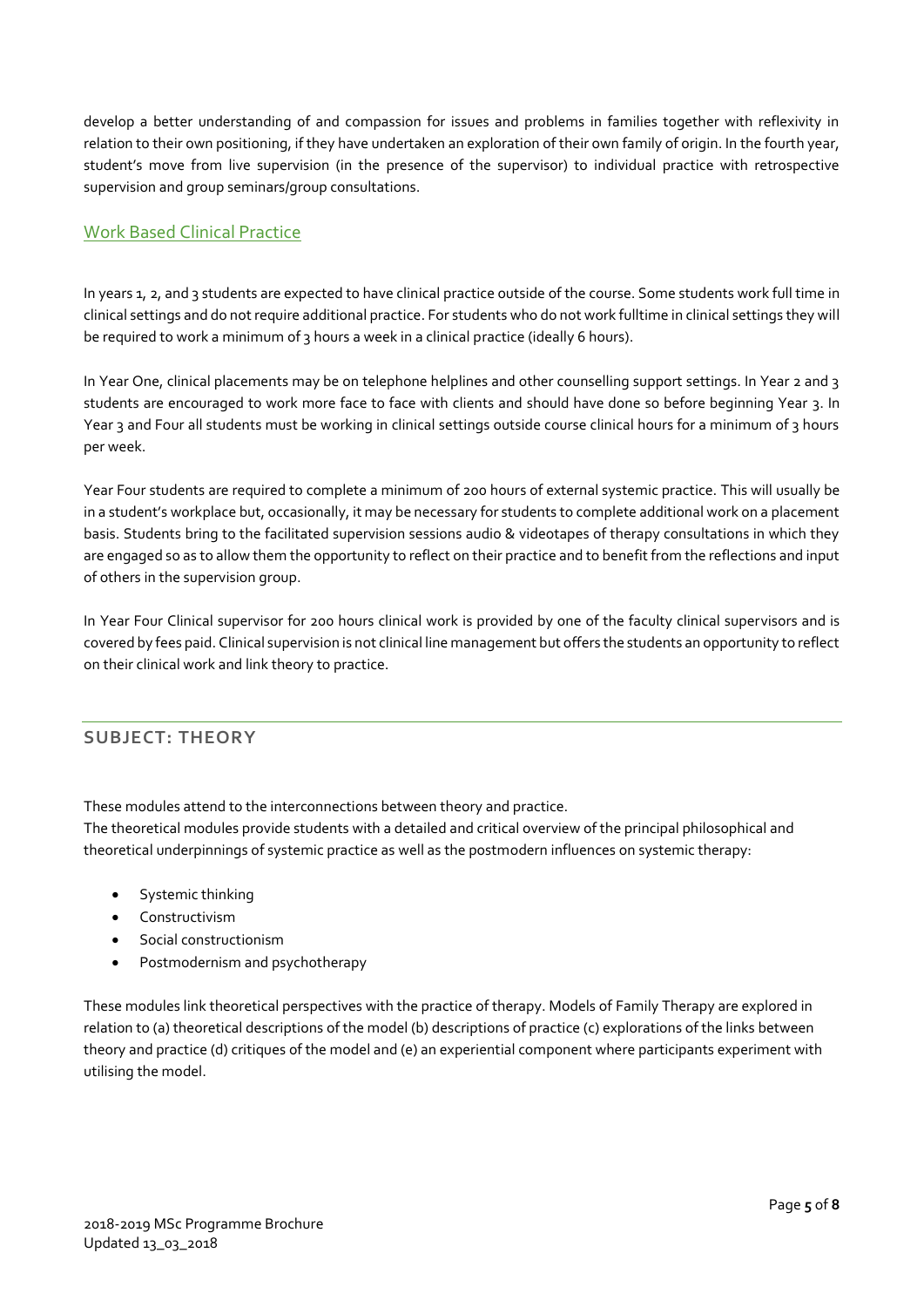develop a better understanding of and compassion for issues and problems in families together with reflexivity in relation to their own positioning, if they have undertaken an exploration of their own family of origin. In the fourth year, student's move from live supervision (in the presence of the supervisor) to individual practice with retrospective supervision and group seminars/group consultations.

### Work Based Clinical Practice

In years 1, 2, and 3 students are expected to have clinical practice outside of the course. Some students work full time in clinical settings and do not require additional practice. For students who do not work fulltime in clinical settings they will be required to work a minimum of 3 hours a week in a clinical practice (ideally 6 hours).

In Year One, clinical placements may be on telephone helplines and other counselling support settings. In Year 2 and 3 students are encouraged to work more face to face with clients and should have done so before beginning Year 3. In Year 3 and Four all students must be working in clinical settings outside course clinical hours for a minimum of 3 hours per week.

Year Four students are required to complete a minimum of 200 hours of external systemic practice. This will usually be in a student's workplace but, occasionally, it may be necessary for students to complete additional work on a placement basis. Students bring to the facilitated supervision sessions audio & videotapes of therapy consultations in which they are engaged so as to allow them the opportunity to reflect on their practice and to benefit from the reflections and input of others in the supervision group.

In Year Four Clinical supervisor for 200 hours clinical work is provided by one of the faculty clinical supervisors and is covered by fees paid. Clinical supervision is not clinical line management but offers the students an opportunity to reflect on their clinical work and link theory to practice.

## SUBJECT: THEORY

These modules attend to the interconnections between theory and practice.
The theoretical modules provide students with a detailed and critical overview of the principal philosophical and theoretical underpinnings of systemic practice as well as the postmodern influences on systemic therapy:

- Systemic thinking
- Constructivism
- Social constructionism
- Postmodernism and psychotherapy

These modules link theoretical perspectives with the practice of therapy. Models of Family Therapy are explored in relation to (a) theoretical descriptions of the model (b) descriptions of practice (c) explorations of the links between theory and practice (d) critiques of the model and (e) an experiential component where participants experiment with utilising the model.

2018-2019 MSc Programme Brochure
Updated 13_03_2018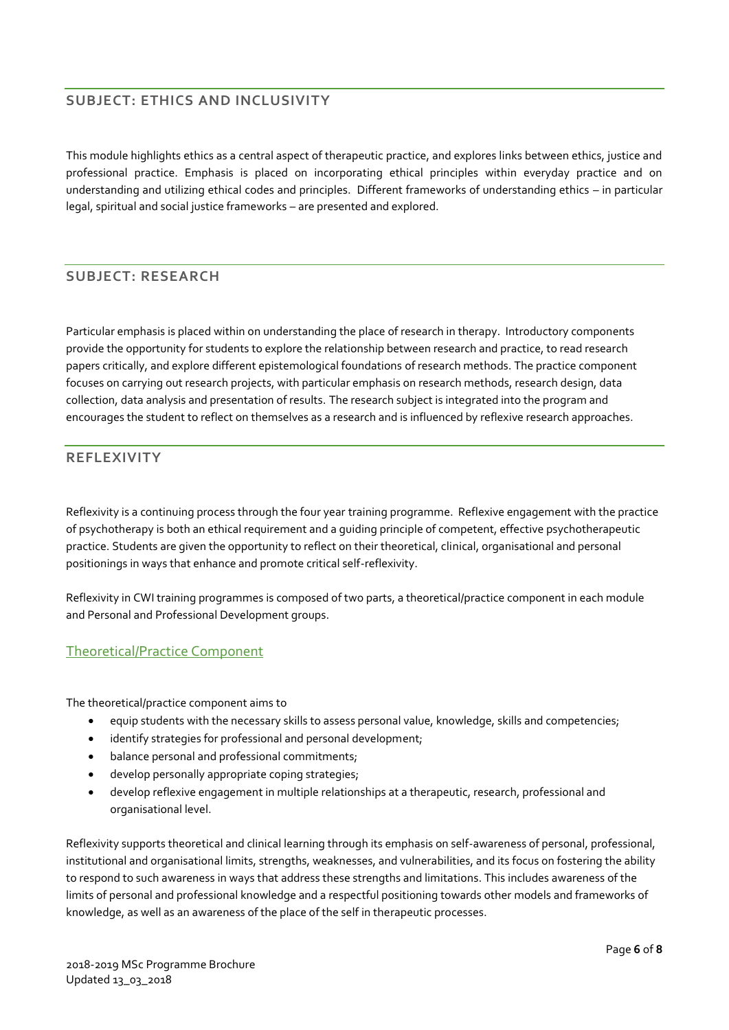## SUBJECT: ETHICS AND INCLUSIVITY

This module highlights ethics as a central aspect of therapeutic practice, and explores links between ethics, justice and professional practice. Emphasis is placed on incorporating ethical principles within everyday practice and on understanding and utilizing ethical codes and principles. Different frameworks of understanding ethics – in particular legal, spiritual and social justice frameworks – are presented and explored.

## SUBJECT: RESEARCH

Particular emphasis is placed within on understanding the place of research in therapy. Introductory components provide the opportunity for students to explore the relationship between research and practice, to read research papers critically, and explore different epistemological foundations of research methods. The practice component focuses on carrying out research projects, with particular emphasis on research methods, research design, data collection, data analysis and presentation of results. The research subject is integrated into the program and encourages the student to reflect on themselves as a research and is influenced by reflexive research approaches.

## REFLEXIVITY

Reflexivity is a continuing process through the four year training programme. Reflexive engagement with the practice of psychotherapy is both an ethical requirement and a guiding principle of competent, effective psychotherapeutic practice. Students are given the opportunity to reflect on their theoretical, clinical, organisational and personal positionings in ways that enhance and promote critical self-reflexivity.

Reflexivity in CWI training programmes is composed of two parts, a theoretical/practice component in each module and Personal and Professional Development groups.

### Theoretical/Practice Component

The theoretical/practice component aims to

- equip students with the necessary skills to assess personal value, knowledge, skills and competencies;
- identify strategies for professional and personal development;
- balance personal and professional commitments;
- develop personally appropriate coping strategies;
- develop reflexive engagement in multiple relationships at a therapeutic, research, professional and organisational level.

Reflexivity supports theoretical and clinical learning through its emphasis on self-awareness of personal, professional, institutional and organisational limits, strengths, weaknesses, and vulnerabilities, and its focus on fostering the ability to respond to such awareness in ways that address these strengths and limitations. This includes awareness of the limits of personal and professional knowledge and a respectful positioning towards other models and frameworks of knowledge, as well as an awareness of the place of the self in therapeutic processes.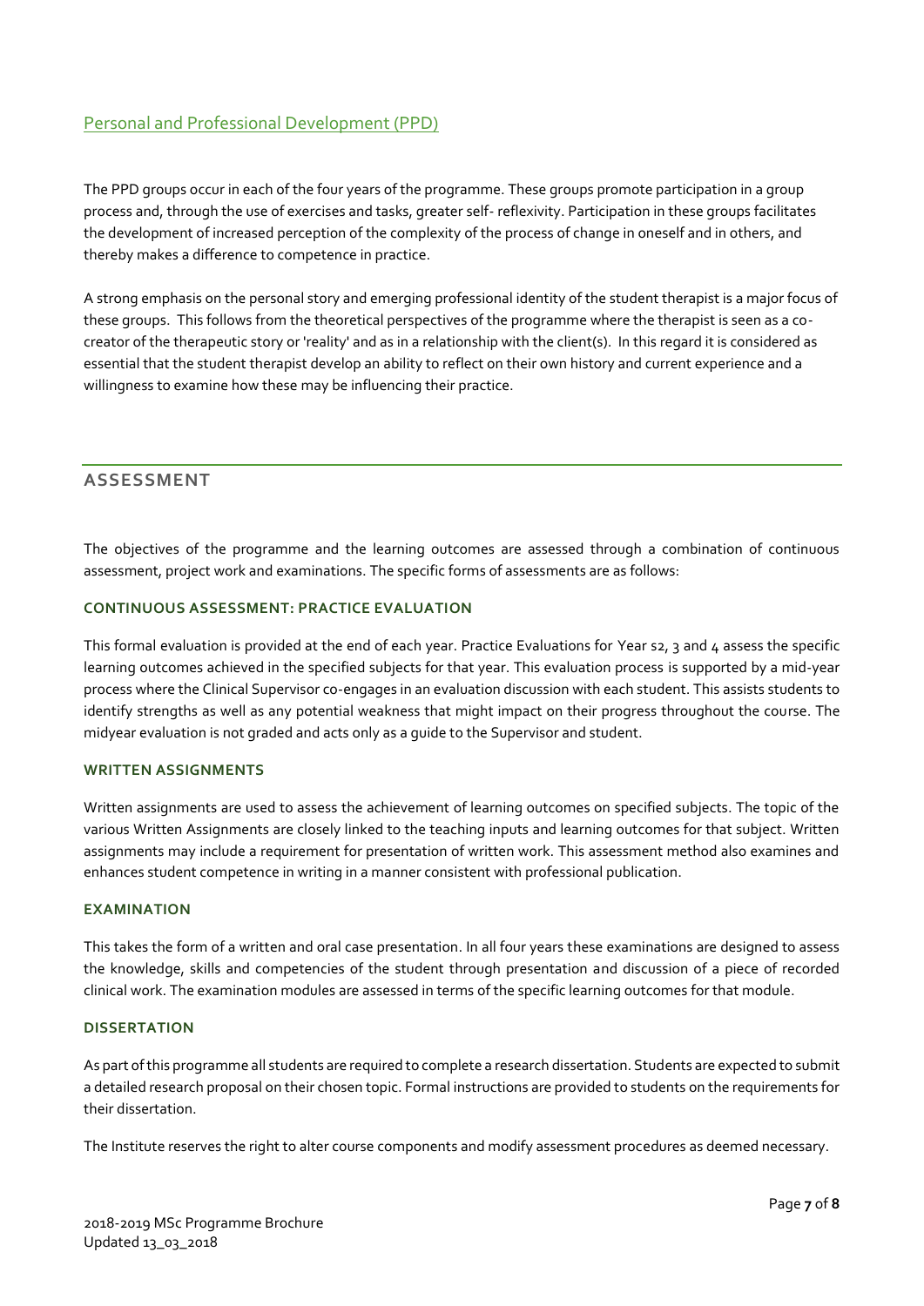## Personal and Professional Development (PPD)

The PPD groups occur in each of the four years of the programme. These groups promote participation in a group process and, through the use of exercises and tasks, greater self- reflexivity. Participation in these groups facilitates the development of increased perception of the complexity of the process of change in oneself and in others, and thereby makes a difference to competence in practice.

A strong emphasis on the personal story and emerging professional identity of the student therapist is a major focus of these groups. This follows from the theoretical perspectives of the programme where the therapist is seen as a co-creator of the therapeutic story or 'reality' and as in a relationship with the client(s). In this regard it is considered as essential that the student therapist develop an ability to reflect on their own history and current experience and a willingness to examine how these may be influencing their practice.

# ASSESSMENT

The objectives of the programme and the learning outcomes are assessed through a combination of continuous assessment, project work and examinations. The specific forms of assessments are as follows:

### CONTINUOUS ASSESSMENT: PRACTICE EVALUATION

This formal evaluation is provided at the end of each year. Practice Evaluations for Year s2, 3 and 4 assess the specific learning outcomes achieved in the specified subjects for that year. This evaluation process is supported by a mid-year process where the Clinical Supervisor co-engages in an evaluation discussion with each student. This assists students to identify strengths as well as any potential weakness that might impact on their progress throughout the course. The midyear evaluation is not graded and acts only as a guide to the Supervisor and student.

### WRITTEN ASSIGNMENTS

Written assignments are used to assess the achievement of learning outcomes on specified subjects. The topic of the various Written Assignments are closely linked to the teaching inputs and learning outcomes for that subject. Written assignments may include a requirement for presentation of written work. This assessment method also examines and enhances student competence in writing in a manner consistent with professional publication.

### EXAMINATION

This takes the form of a written and oral case presentation. In all four years these examinations are designed to assess the knowledge, skills and competencies of the student through presentation and discussion of a piece of recorded clinical work. The examination modules are assessed in terms of the specific learning outcomes for that module.

### DISSERTATION

As part of this programme all students are required to complete a research dissertation. Students are expected to submit a detailed research proposal on their chosen topic. Formal instructions are provided to students on the requirements for their dissertation.

The Institute reserves the right to alter course components and modify assessment procedures as deemed necessary.

2018-2019 MSc Programme Brochure
Updated 13_03_2018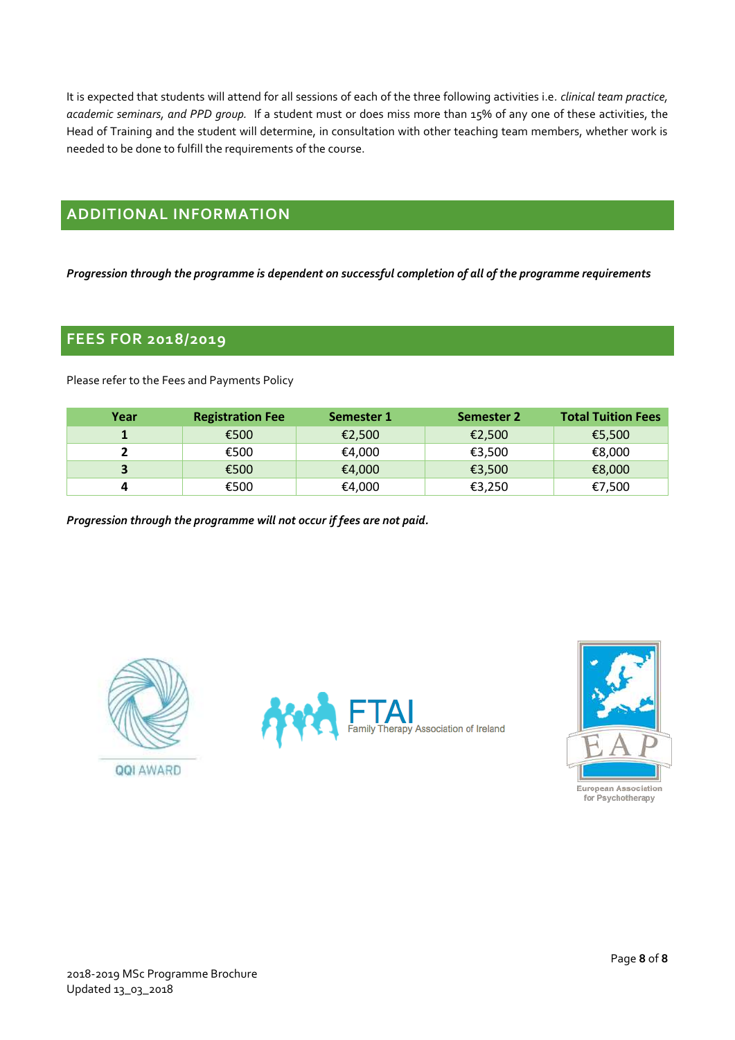It is expected that students will attend for all sessions of each of the three following activities i.e. *clinical team practice, academic seminars, and PPD group.* If a student must or does miss more than 15% of any one of these activities, the Head of Training and the student will determine, in consultation with other teaching team members, whether work is needed to be done to fulfill the requirements of the course.

## ADDITIONAL INFORMATION

***Progression through the programme is dependent on successful completion of all of the programme requirements***

## FEES FOR 2018/2019

Please refer to the Fees and Payments Policy

| Year | Registration Fee | Semester 1 | Semester 2 | Total Tuition Fees |
|---|---|---|---|---|
| **1** | €500 | €2,500 | €2,500 | €5,500 |
| **2** | €500 | €4,000 | €3,500 | €8,000 |
| **3** | €500 | €4,000 | €3,500 | €8,000 |
| **4** | €500 | €4,000 | €3,250 | €7,500 |

***Progression through the programme will not occur if fees are not paid.***

QQI AWARD

FTAI Family Therapy Association of Ireland

EAP European Association for Psychotherapy

2018-2019 MSc Programme Brochure
Updated 13_03_2018